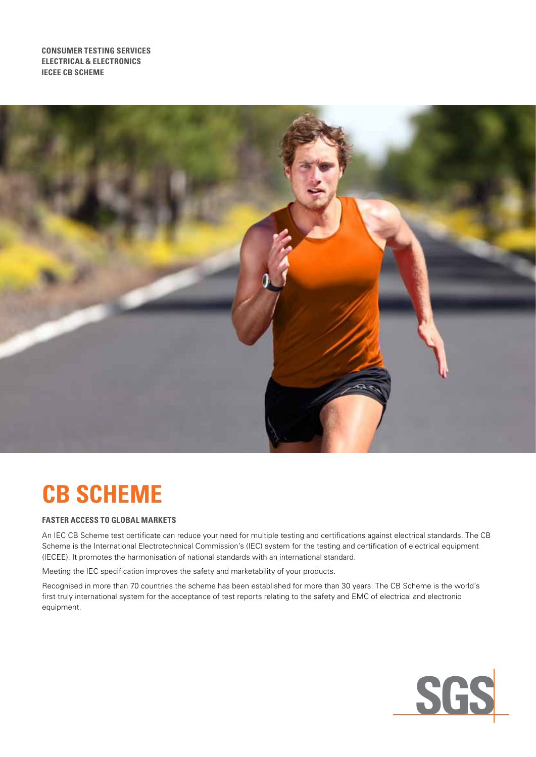CONSUMER TESTING SERVICES
ELECTRICAL & ELECTRONICS
IECEE CB SCHEME

# CB SCHEME

### FASTER ACCESS TO GLOBAL MARKETS

An IEC CB Scheme test certificate can reduce your need for multiple testing and certifications against electrical standards. The CB Scheme is the International Electrotechnical Commission's (IEC) system for the testing and certification of electrical equipment (IECEE). It promotes the harmonisation of national standards with an international standard.

Meeting the IEC specification improves the safety and marketability of your products.

Recognised in more than 70 countries the scheme has been established for more than 30 years. The CB Scheme is the world's first truly international system for the acceptance of test reports relating to the safety and EMC of electrical and electronic equipment.

SGS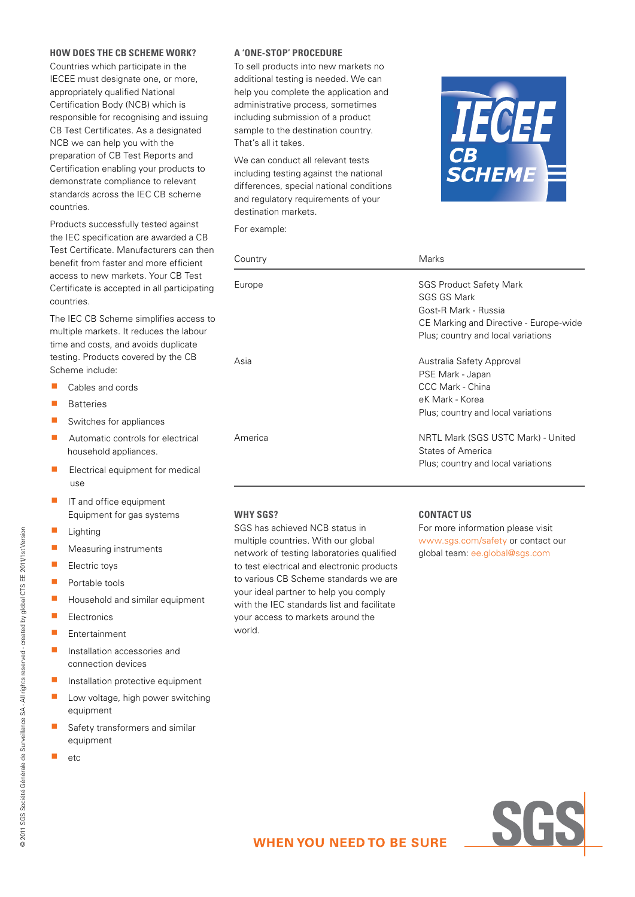## HOW DOES THE CB SCHEME WORK?

Countries which participate in the IECEE must designate one, or more, appropriately qualified National Certification Body (NCB) which is responsible for recognising and issuing CB Test Certificates. As a designated NCB we can help you with the preparation of CB Test Reports and Certification enabling your products to demonstrate compliance to relevant standards across the IEC CB scheme countries.

Products successfully tested against the IEC specification are awarded a CB Test Certificate. Manufacturers can then benefit from faster and more efficient access to new markets. Your CB Test Certificate is accepted in all participating countries.

The IEC CB Scheme simplifies access to multiple markets. It reduces the labour time and costs, and avoids duplicate testing. Products covered by the CB Scheme include:

- Cables and cords
- Batteries
- Switches for appliances
- Automatic controls for electrical household appliances.
- Electrical equipment for medical use
- IT and office equipment
  Equipment for gas systems
- Lighting
- Measuring instruments
- Electric toys
- Portable tools
- Household and similar equipment
- Electronics
- Entertainment
- Installation accessories and connection devices
- Installation protective equipment
- Low voltage, high power switching equipment
- Safety transformers and similar equipment
- etc

## A 'ONE-STOP' PROCEDURE

To sell products into new markets no additional testing is needed. We can help you complete the application and administrative process, sometimes including submission of a product sample to the destination country. That's all it takes.

We can conduct all relevant tests including testing against the national differences, special national conditions and regulatory requirements of your destination markets.

For example:

| Country | Marks |
|---|---|
| Europe | SGS Product Safety Mark<br>SGS GS Mark<br>Gost-R Mark - Russia<br>CE Marking and Directive - Europe-wide<br>Plus; country and local variations |
| Asia | Australia Safety Approval<br>PSE Mark - Japan<br>CCC Mark - China<br>eK Mark - Korea<br>Plus; country and local variations |
| America | NRTL Mark (SGS USTC Mark) - United States of America<br>Plus; country and local variations |

## WHY SGS?

SGS has achieved NCB status in multiple countries. With our global network of testing laboratories qualified to test electrical and electronic products to various CB Scheme standards we are your ideal partner to help you comply with the IEC standards list and facilitate your access to markets around the world.

## CONTACT US

For more information please visit www.sgs.com/safety or contact our global team: ee.global@sgs.com

WHEN YOU NEED TO BE SURE

© 2011 SGS Société Générale de Surveillance SA - All rights reserved - created by global CTS EE 2011/1st Version